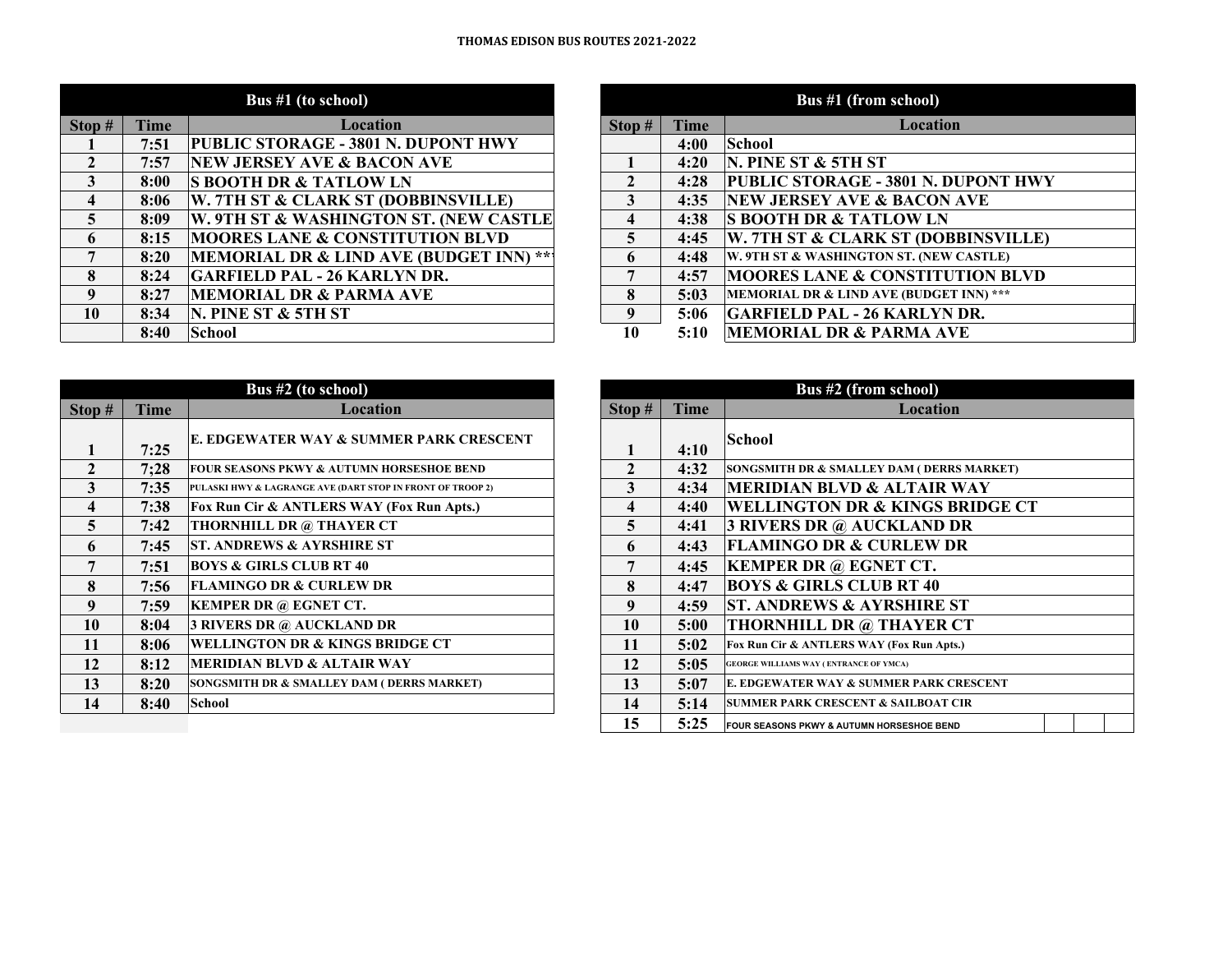# THOMAS EDISON BUS ROUTES 2021-2022

| Bus #1 (to school) | | |
|---|---|---|
| **Stop #** | **Time** | **Location** |
| 1 | 7:51 | PUBLIC STORAGE - 3801 N. DUPONT HWY |
| 2 | 7:57 | NEW JERSEY AVE & BACON AVE |
| 3 | 8:00 | S BOOTH DR & TATLOW LN |
| 4 | 8:06 | W. 7TH ST & CLARK ST (DOBBINSVILLE) |
| 5 | 8:09 | W. 9TH ST & WASHINGTON ST. (NEW CASTLE |
| 6 | 8:15 | MOORES LANE & CONSTITUTION BLVD |
| 7 | 8:20 | MEMORIAL DR & LIND AVE (BUDGET INN) ** |
| 8 | 8:24 | GARFIELD PAL - 26 KARLYN DR. |
| 9 | 8:27 | MEMORIAL DR & PARMA AVE |
| 10 | 8:34 | N. PINE ST & 5TH ST |
| | 8:40 | School |

| Bus #1 (from school) | | |
|---|---|---|
| **Stop #** | **Time** | **Location** |
| | 4:00 | School |
| 1 | 4:20 | N. PINE ST & 5TH ST |
| 2 | 4:28 | PUBLIC STORAGE - 3801 N. DUPONT HWY |
| 3 | 4:35 | NEW JERSEY AVE & BACON AVE |
| 4 | 4:38 | S BOOTH DR & TATLOW LN |
| 5 | 4:45 | W. 7TH ST & CLARK ST (DOBBINSVILLE) |
| 6 | 4:48 | W. 9TH ST & WASHINGTON ST. (NEW CASTLE) |
| 7 | 4:57 | MOORES LANE & CONSTITUTION BLVD |
| 8 | 5:03 | MEMORIAL DR & LIND AVE (BUDGET INN) *** |
| 9 | 5:06 | GARFIELD PAL - 26 KARLYN DR. |
| 10 | 5:10 | MEMORIAL DR & PARMA AVE |

| Bus #2 (to school) | | |
|---|---|---|
| **Stop #** | **Time** | **Location** |
| 1 | 7:25 | E. EDGEWATER WAY & SUMMER PARK CRESCENT |
| 2 | 7;28 | FOUR SEASONS PKWY & AUTUMN HORSESHOE BEND |
| 3 | 7:35 | PULASKI HWY & LAGRANGE AVE (DART STOP IN FRONT OF TROOP 2) |
| 4 | 7:38 | Fox Run Cir & ANTLERS WAY (Fox Run Apts.) |
| 5 | 7:42 | THORNHILL DR @ THAYER CT |
| 6 | 7:45 | ST. ANDREWS & AYRSHIRE ST |
| 7 | 7:51 | BOYS & GIRLS CLUB RT 40 |
| 8 | 7:56 | FLAMINGO DR & CURLEW DR |
| 9 | 7:59 | KEMPER DR @ EGNET CT. |
| 10 | 8:04 | 3 RIVERS DR @ AUCKLAND DR |
| 11 | 8:06 | WELLINGTON DR & KINGS BRIDGE CT |
| 12 | 8:12 | MERIDIAN BLVD & ALTAIR WAY |
| 13 | 8:20 | SONGSMITH DR & SMALLEY DAM ( DERRS MARKET) |
| 14 | 8:40 | School |

| Bus #2 (from school) | | |
|---|---|---|
| **Stop #** | **Time** | **Location** |
| 1 | 4:10 | School |
| 2 | 4:32 | SONGSMITH DR & SMALLEY DAM ( DERRS MARKET) |
| 3 | 4:34 | MERIDIAN BLVD & ALTAIR WAY |
| 4 | 4:40 | WELLINGTON DR & KINGS BRIDGE CT |
| 5 | 4:41 | 3 RIVERS DR @ AUCKLAND DR |
| 6 | 4:43 | FLAMINGO DR & CURLEW DR |
| 7 | 4:45 | KEMPER DR @ EGNET CT. |
| 8 | 4:47 | BOYS & GIRLS CLUB RT 40 |
| 9 | 4:59 | ST. ANDREWS & AYRSHIRE ST |
| 10 | 5:00 | THORNHILL DR @ THAYER CT |
| 11 | 5:02 | Fox Run Cir & ANTLERS WAY (Fox Run Apts.) |
| 12 | 5:05 | GEORGE WILLIAMS WAY ( ENTRANCE OF YMCA) |
| 13 | 5:07 | E. EDGEWATER WAY & SUMMER PARK CRESCENT |
| 14 | 5:14 | SUMMER PARK CRESCENT & SAILBOAT CIR |
| 15 | 5:25 | FOUR SEASONS PKWY & AUTUMN HORSESHOE BEND |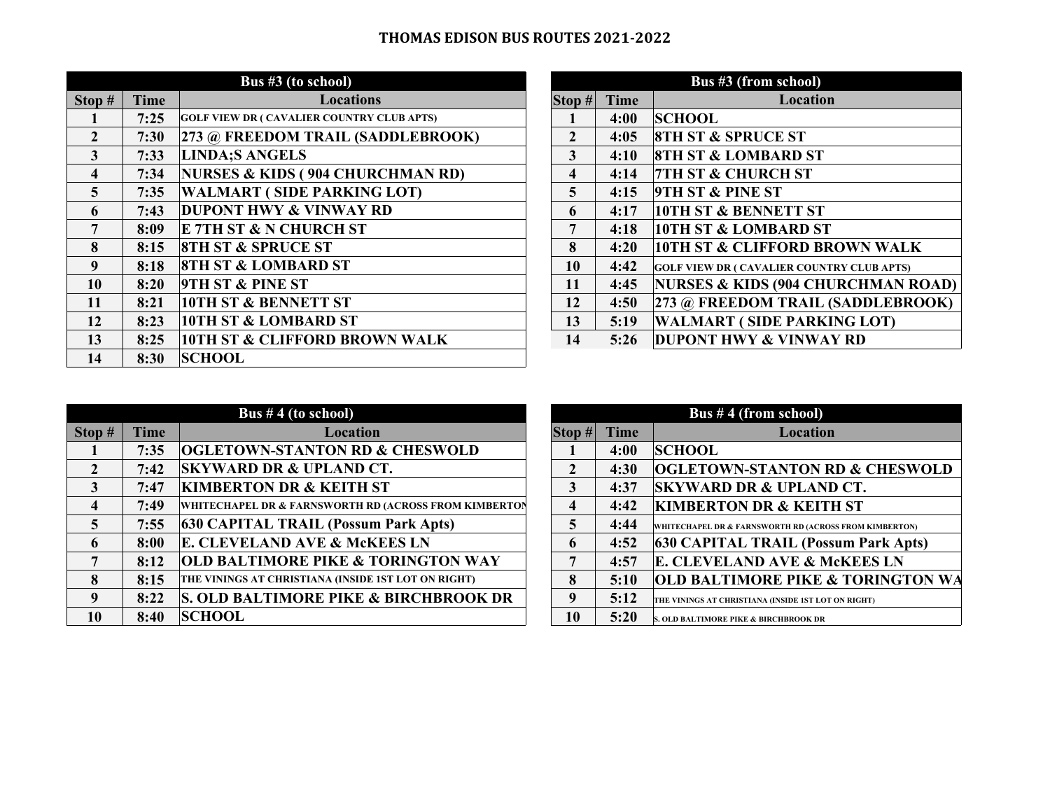# THOMAS EDISON BUS ROUTES 2021-2022

| Bus #3 (to school) | | |
|---|---|---|
| Stop # | Time | Locations |
| 1 | 7:25 | GOLF VIEW DR ( CAVALIER COUNTRY CLUB APTS) |
| 2 | 7:30 | 273 @ FREEDOM TRAIL (SADDLEBROOK) |
| 3 | 7:33 | LINDA;S ANGELS |
| 4 | 7:34 | NURSES & KIDS ( 904 CHURCHMAN RD) |
| 5 | 7:35 | WALMART ( SIDE PARKING LOT) |
| 6 | 7:43 | DUPONT HWY & VINWAY RD |
| 7 | 8:09 | E 7TH ST & N CHURCH ST |
| 8 | 8:15 | 8TH ST & SPRUCE ST |
| 9 | 8:18 | 8TH ST & LOMBARD ST |
| 10 | 8:20 | 9TH ST & PINE ST |
| 11 | 8:21 | 10TH ST & BENNETT ST |
| 12 | 8:23 | 10TH ST & LOMBARD ST |
| 13 | 8:25 | 10TH ST & CLIFFORD BROWN WALK |
| 14 | 8:30 | SCHOOL |

| Bus #3 (from school) | | |
|---|---|---|
| Stop # | Time | Location |
| 1 | 4:00 | SCHOOL |
| 2 | 4:05 | 8TH ST & SPRUCE ST |
| 3 | 4:10 | 8TH ST & LOMBARD ST |
| 4 | 4:14 | 7TH ST & CHURCH ST |
| 5 | 4:15 | 9TH ST & PINE ST |
| 6 | 4:17 | 10TH ST & BENNETT ST |
| 7 | 4:18 | 10TH ST & LOMBARD ST |
| 8 | 4:20 | 10TH ST & CLIFFORD BROWN WALK |
| 10 | 4:42 | GOLF VIEW DR ( CAVALIER COUNTRY CLUB APTS) |
| 11 | 4:45 | NURSES & KIDS (904 CHURCHMAN ROAD) |
| 12 | 4:50 | 273 @ FREEDOM TRAIL (SADDLEBROOK) |
| 13 | 5:19 | WALMART ( SIDE PARKING LOT) |
| 14 | 5:26 | DUPONT HWY & VINWAY RD |

| Bus # 4 (to school) | | |
|---|---|---|
| Stop # | Time | Location |
| 1 | 7:35 | OGLETOWN-STANTON RD & CHESWOLD |
| 2 | 7:42 | SKYWARD DR & UPLAND CT. |
| 3 | 7:47 | KIMBERTON DR & KEITH ST |
| 4 | 7:49 | WHITECHAPEL DR & FARNSWORTH RD (ACROSS FROM KIMBERTON |
| 5 | 7:55 | 630 CAPITAL TRAIL (Possum Park Apts) |
| 6 | 8:00 | E. CLEVELAND AVE & McKEES LN |
| 7 | 8:12 | OLD BALTIMORE PIKE & TORINGTON WAY |
| 8 | 8:15 | THE VININGS AT CHRISTIANA (INSIDE 1ST LOT ON RIGHT) |
| 9 | 8:22 | S. OLD BALTIMORE PIKE & BIRCHBROOK DR |
| 10 | 8:40 | SCHOOL |

| Bus # 4 (from school) | | |
|---|---|---|
| Stop # | Time | Location |
| 1 | 4:00 | SCHOOL |
| 2 | 4:30 | OGLETOWN-STANTON RD & CHESWOLD |
| 3 | 4:37 | SKYWARD DR & UPLAND CT. |
| 4 | 4:42 | KIMBERTON DR & KEITH ST |
| 5 | 4:44 | WHITECHAPEL DR & FARNSWORTH RD (ACROSS FROM KIMBERTON) |
| 6 | 4:52 | 630 CAPITAL TRAIL (Possum Park Apts) |
| 7 | 4:57 | E. CLEVELAND AVE & McKEES LN |
| 8 | 5:10 | OLD BALTIMORE PIKE & TORINGTON WA |
| 9 | 5:12 | THE VININGS AT CHRISTIANA (INSIDE 1ST LOT ON RIGHT) |
| 10 | 5:20 | S. OLD BALTIMORE PIKE & BIRCHBROOK DR |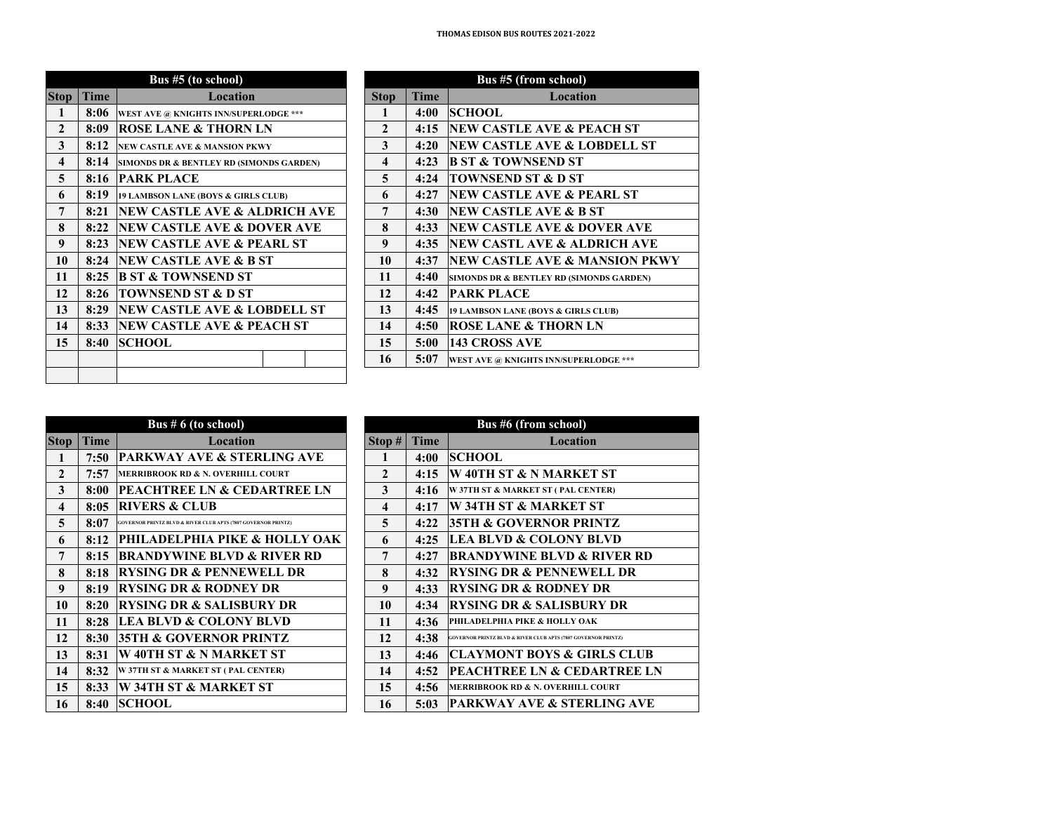# THOMAS EDISON BUS ROUTES 2021-2022

| Bus #5 (to school) | | |
|---|---|---|
| **Stop** | **Time** | **Location** |
| 1 | 8:06 | WEST AVE @ KNIGHTS INN/SUPERLODGE *** |
| 2 | 8:09 | ROSE LANE & THORN LN |
| 3 | 8:12 | NEW CASTLE AVE & MANSION PKWY |
| 4 | 8:14 | SIMONDS DR & BENTLEY RD (SIMONDS GARDEN) |
| 5 | 8:16 | PARK PLACE |
| 6 | 8:19 | 19 LAMBSON LANE (BOYS & GIRLS CLUB) |
| 7 | 8:21 | NEW CASTLE AVE & ALDRICH AVE |
| 8 | 8:22 | NEW CASTLE AVE & DOVER AVE |
| 9 | 8:23 | NEW CASTLE AVE & PEARL ST |
| 10 | 8:24 | NEW CASTLE AVE & B ST |
| 11 | 8:25 | B ST & TOWNSEND ST |
| 12 | 8:26 | TOWNSEND ST & D ST |
| 13 | 8:29 | NEW CASTLE AVE & LOBDELL ST |
| 14 | 8:33 | NEW CASTLE AVE & PEACH ST |
| 15 | 8:40 | SCHOOL |

| Bus #5 (from school) | | |
|---|---|---|
| **Stop** | **Time** | **Location** |
| 1 | 4:00 | SCHOOL |
| 2 | 4:15 | NEW CASTLE AVE & PEACH ST |
| 3 | 4:20 | NEW CASTLE AVE & LOBDELL ST |
| 4 | 4:23 | B ST & TOWNSEND ST |
| 5 | 4:24 | TOWNSEND ST & D ST |
| 6 | 4:27 | NEW CASTLE AVE & PEARL ST |
| 7 | 4:30 | NEW CASTLE AVE & B ST |
| 8 | 4:33 | NEW CASTLE AVE & DOVER AVE |
| 9 | 4:35 | NEW CASTL AVE & ALDRICH AVE |
| 10 | 4:37 | NEW CASTLE AVE & MANSION PKWY |
| 11 | 4:40 | SIMONDS DR & BENTLEY RD (SIMONDS GARDEN) |
| 12 | 4:42 | PARK PLACE |
| 13 | 4:45 | 19 LAMBSON LANE (BOYS & GIRLS CLUB) |
| 14 | 4:50 | ROSE LANE & THORN LN |
| 15 | 5:00 | 143 CROSS AVE |
| 16 | 5:07 | WEST AVE @ KNIGHTS INN/SUPERLODGE *** |

| Bus # 6 (to school) | | |
|---|---|---|
| **Stop** | **Time** | **Location** |
| 1 | 7:50 | PARKWAY AVE & STERLING AVE |
| 2 | 7:57 | MERRIBROOK RD & N. OVERHILL COURT |
| 3 | 8:00 | PEACHTREE LN & CEDARTREE LN |
| 4 | 8:05 | RIVERS & CLUB |
| 5 | 8:07 | GOVERNOR PRINTZ BLVD & RIVER CLUB APTS (7807 GOVERNOR PRINTZ) |
| 6 | 8:12 | PHILADELPHIA PIKE & HOLLY OAK |
| 7 | 8:15 | BRANDYWINE BLVD & RIVER RD |
| 8 | 8:18 | RYSING DR & PENNEWELL DR |
| 9 | 8:19 | RYSING DR & RODNEY DR |
| 10 | 8:20 | RYSING DR & SALISBURY DR |
| 11 | 8:28 | LEA BLVD & COLONY BLVD |
| 12 | 8:30 | 35TH & GOVERNOR PRINTZ |
| 13 | 8:31 | W 40TH ST & N MARKET ST |
| 14 | 8:32 | W 37TH ST & MARKET ST ( PAL CENTER) |
| 15 | 8:33 | W 34TH ST & MARKET ST |
| 16 | 8:40 | SCHOOL |

| Bus #6 (from school) | | |
|---|---|---|
| **Stop #** | **Time** | **Location** |
| 1 | 4:00 | SCHOOL |
| 2 | 4:15 | W 40TH ST & N MARKET ST |
| 3 | 4:16 | W 37TH ST & MARKET ST ( PAL CENTER) |
| 4 | 4:17 | W 34TH ST & MARKET ST |
| 5 | 4:22 | 35TH & GOVERNOR PRINTZ |
| 6 | 4:25 | LEA BLVD & COLONY BLVD |
| 7 | 4:27 | BRANDYWINE BLVD & RIVER RD |
| 8 | 4:32 | RYSING DR & PENNEWELL DR |
| 9 | 4:33 | RYSING DR & RODNEY DR |
| 10 | 4:34 | RYSING DR & SALISBURY DR |
| 11 | 4:36 | PHILADELPHIA PIKE & HOLLY OAK |
| 12 | 4:38 | GOVERNOR PRINTZ BLVD & RIVER CLUB APTS (7807 GOVERNOR PRINTZ) |
| 13 | 4:46 | CLAYMONT BOYS & GIRLS CLUB |
| 14 | 4:52 | PEACHTREE LN & CEDARTREE LN |
| 15 | 4:56 | MERRIBROOK RD & N. OVERHILL COURT |
| 16 | 5:03 | PARKWAY AVE & STERLING AVE |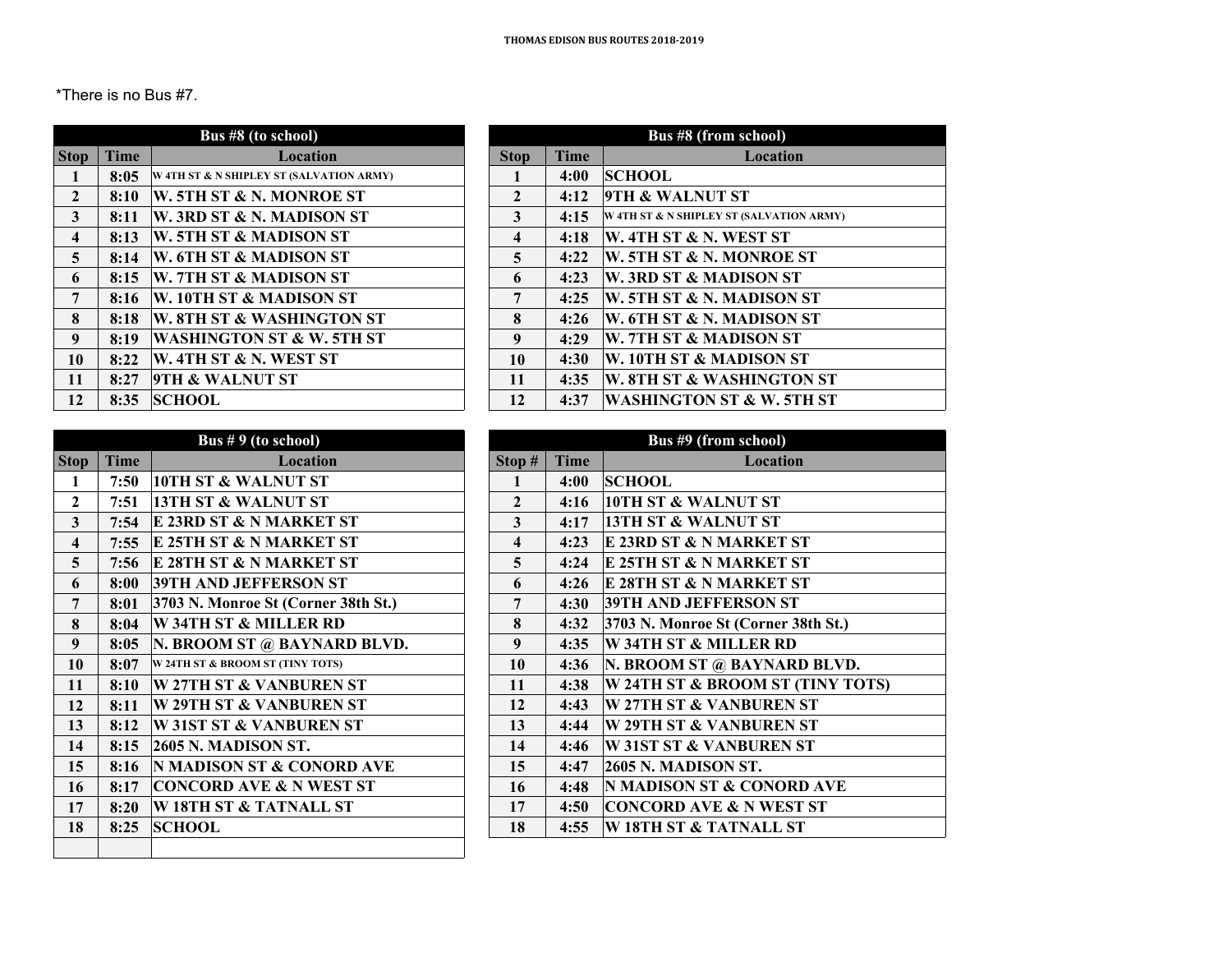*There is no Bus #7.

| Bus #8 (to school) | | |
|---|---|---|
| **Stop** | **Time** | **Location** |
| 1 | 8:05 | W 4TH ST & N SHIPLEY ST (SALVATION ARMY) |
| 2 | 8:10 | W. 5TH ST & N. MONROE ST |
| 3 | 8:11 | W. 3RD ST & N. MADISON ST |
| 4 | 8:13 | W. 5TH ST & MADISON ST |
| 5 | 8:14 | W. 6TH ST & MADISON ST |
| 6 | 8:15 | W. 7TH ST & MADISON ST |
| 7 | 8:16 | W. 10TH ST & MADISON ST |
| 8 | 8:18 | W. 8TH ST & WASHINGTON ST |
| 9 | 8:19 | WASHINGTON ST & W. 5TH ST |
| 10 | 8:22 | W. 4TH ST & N. WEST ST |
| 11 | 8:27 | 9TH & WALNUT ST |
| 12 | 8:35 | SCHOOL |

| Bus #8 (from school) | | |
|---|---|---|
| **Stop** | **Time** | **Location** |
| 1 | 4:00 | SCHOOL |
| 2 | 4:12 | 9TH & WALNUT ST |
| 3 | 4:15 | W 4TH ST & N SHIPLEY ST (SALVATION ARMY) |
| 4 | 4:18 | W. 4TH ST & N. WEST ST |
| 5 | 4:22 | W. 5TH ST & N. MONROE ST |
| 6 | 4:23 | W. 3RD ST & MADISON ST |
| 7 | 4:25 | W. 5TH ST & N. MADISON ST |
| 8 | 4:26 | W. 6TH ST & N. MADISON ST |
| 9 | 4:29 | W. 7TH ST & MADISON ST |
| 10 | 4:30 | W. 10TH ST & MADISON ST |
| 11 | 4:35 | W. 8TH ST & WASHINGTON ST |
| 12 | 4:37 | WASHINGTON ST & W. 5TH ST |

| Bus # 9 (to school) | | |
|---|---|---|
| **Stop** | **Time** | **Location** |
| 1 | 7:50 | 10TH ST & WALNUT ST |
| 2 | 7:51 | 13TH ST & WALNUT ST |
| 3 | 7:54 | E 23RD ST & N MARKET ST |
| 4 | 7:55 | E 25TH ST & N MARKET ST |
| 5 | 7:56 | E 28TH ST & N MARKET ST |
| 6 | 8:00 | 39TH AND JEFFERSON ST |
| 7 | 8:01 | 3703 N. Monroe St (Corner 38th St.) |
| 8 | 8:04 | W 34TH ST & MILLER RD |
| 9 | 8:05 | N. BROOM ST @ BAYNARD BLVD. |
| 10 | 8:07 | W 24TH ST & BROOM ST (TINY TOTS) |
| 11 | 8:10 | W 27TH ST & VANBUREN ST |
| 12 | 8:11 | W 29TH ST & VANBUREN ST |
| 13 | 8:12 | W 31ST ST & VANBUREN ST |
| 14 | 8:15 | 2605 N. MADISON ST. |
| 15 | 8:16 | N MADISON ST & CONORD AVE |
| 16 | 8:17 | CONCORD AVE & N WEST ST |
| 17 | 8:20 | W 18TH ST & TATNALL ST |
| 18 | 8:25 | SCHOOL |

| Bus #9 (from school) | | |
|---|---|---|
| **Stop #** | **Time** | **Location** |
| 1 | 4:00 | SCHOOL |
| 2 | 4:16 | 10TH ST & WALNUT ST |
| 3 | 4:17 | 13TH ST & WALNUT ST |
| 4 | 4:23 | E 23RD ST & N MARKET ST |
| 5 | 4:24 | E 25TH ST & N MARKET ST |
| 6 | 4:26 | E 28TH ST & N MARKET ST |
| 7 | 4:30 | 39TH AND JEFFERSON ST |
| 8 | 4:32 | 3703 N. Monroe St (Corner 38th St.) |
| 9 | 4:35 | W 34TH ST & MILLER RD |
| 10 | 4:36 | N. BROOM ST @ BAYNARD BLVD. |
| 11 | 4:38 | W 24TH ST & BROOM ST (TINY TOTS) |
| 12 | 4:43 | W 27TH ST & VANBUREN ST |
| 13 | 4:44 | W 29TH ST & VANBUREN ST |
| 14 | 4:46 | W 31ST ST & VANBUREN ST |
| 15 | 4:47 | 2605 N. MADISON ST. |
| 16 | 4:48 | N MADISON ST & CONORD AVE |
| 17 | 4:50 | CONCORD AVE & N WEST ST |
| 18 | 4:55 | W 18TH ST & TATNALL ST |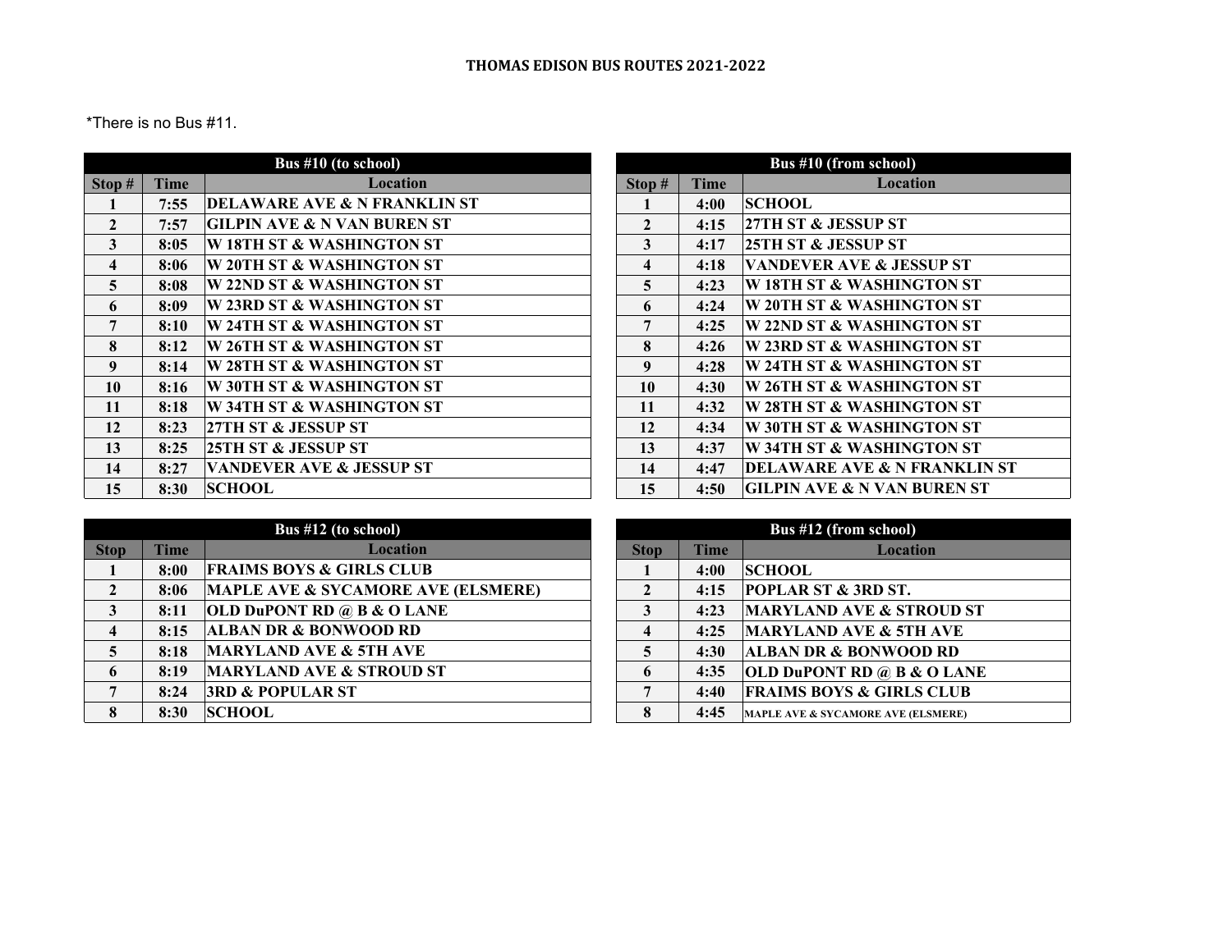# THOMAS EDISON BUS ROUTES 2021-2022

*There is no Bus #11.

| Bus #10 (to school) | | |
|---|---|---|
| **Stop #** | **Time** | **Location** |
| 1 | 7:55 | DELAWARE AVE & N FRANKLIN ST |
| 2 | 7:57 | GILPIN AVE & N VAN BUREN ST |
| 3 | 8:05 | W 18TH ST & WASHINGTON ST |
| 4 | 8:06 | W 20TH ST & WASHINGTON ST |
| 5 | 8:08 | W 22ND ST & WASHINGTON ST |
| 6 | 8:09 | W 23RD ST & WASHINGTON ST |
| 7 | 8:10 | W 24TH ST & WASHINGTON ST |
| 8 | 8:12 | W 26TH ST & WASHINGTON ST |
| 9 | 8:14 | W 28TH ST & WASHINGTON ST |
| 10 | 8:16 | W 30TH ST & WASHINGTON ST |
| 11 | 8:18 | W 34TH ST & WASHINGTON ST |
| 12 | 8:23 | 27TH ST & JESSUP ST |
| 13 | 8:25 | 25TH ST & JESSUP ST |
| 14 | 8:27 | VANDEVER AVE & JESSUP ST |
| 15 | 8:30 | SCHOOL |

| Bus #10 (from school) | | |
|---|---|---|
| **Stop #** | **Time** | **Location** |
| 1 | 4:00 | SCHOOL |
| 2 | 4:15 | 27TH ST & JESSUP ST |
| 3 | 4:17 | 25TH ST & JESSUP ST |
| 4 | 4:18 | VANDEVER AVE & JESSUP ST |
| 5 | 4:23 | W 18TH ST & WASHINGTON ST |
| 6 | 4:24 | W 20TH ST & WASHINGTON ST |
| 7 | 4:25 | W 22ND ST & WASHINGTON ST |
| 8 | 4:26 | W 23RD ST & WASHINGTON ST |
| 9 | 4:28 | W 24TH ST & WASHINGTON ST |
| 10 | 4:30 | W 26TH ST & WASHINGTON ST |
| 11 | 4:32 | W 28TH ST & WASHINGTON ST |
| 12 | 4:34 | W 30TH ST & WASHINGTON ST |
| 13 | 4:37 | W 34TH ST & WASHINGTON ST |
| 14 | 4:47 | DELAWARE AVE & N FRANKLIN ST |
| 15 | 4:50 | GILPIN AVE & N VAN BUREN ST |

| Bus #12 (to school) | | |
|---|---|---|
| **Stop** | **Time** | **Location** |
| 1 | 8:00 | FRAIMS BOYS & GIRLS CLUB |
| 2 | 8:06 | MAPLE AVE & SYCAMORE AVE (ELSMERE) |
| 3 | 8:11 | OLD DuPONT RD @ B & O LANE |
| 4 | 8:15 | ALBAN DR & BONWOOD RD |
| 5 | 8:18 | MARYLAND AVE & 5TH AVE |
| 6 | 8:19 | MARYLAND AVE & STROUD ST |
| 7 | 8:24 | 3RD & POPULAR ST |
| 8 | 8:30 | SCHOOL |

| Bus #12 (from school) | | |
|---|---|---|
| **Stop** | **Time** | **Location** |
| 1 | 4:00 | SCHOOL |
| 2 | 4:15 | POPLAR ST & 3RD ST. |
| 3 | 4:23 | MARYLAND AVE & STROUD ST |
| 4 | 4:25 | MARYLAND AVE & 5TH AVE |
| 5 | 4:30 | ALBAN DR & BONWOOD RD |
| 6 | 4:35 | OLD DuPONT RD @ B & O LANE |
| 7 | 4:40 | FRAIMS BOYS & GIRLS CLUB |
| 8 | 4:45 | MAPLE AVE & SYCAMORE AVE (ELSMERE) |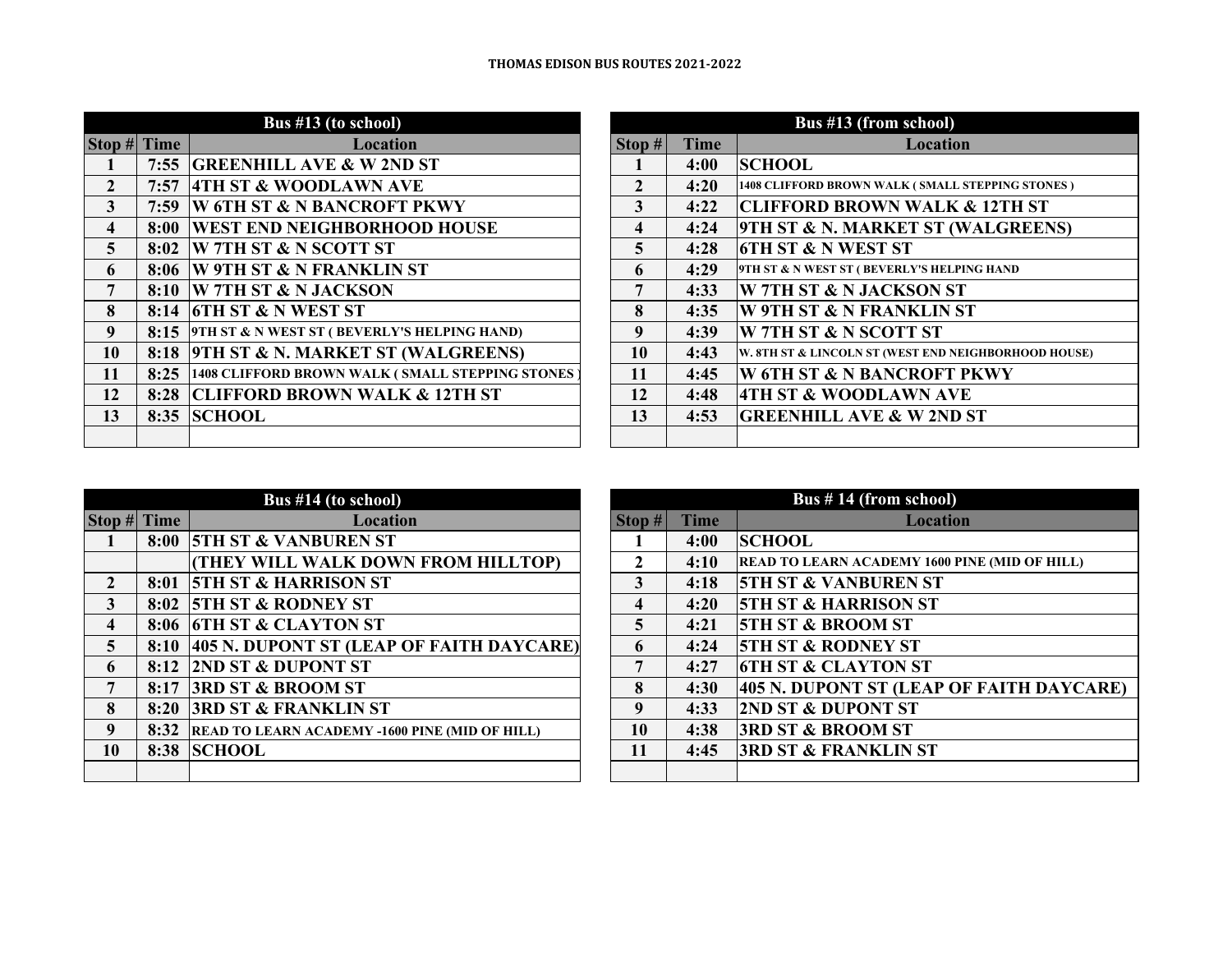# THOMAS EDISON BUS ROUTES 2021-2022

| Bus #13 (to school) | | |
|---|---|---|
| **Stop #** | **Time** | **Location** |
| 1 | 7:55 | GREENHILL AVE & W 2ND ST |
| 2 | 7:57 | 4TH ST & WOODLAWN AVE |
| 3 | 7:59 | W 6TH ST & N BANCROFT PKWY |
| 4 | 8:00 | WEST END NEIGHBORHOOD HOUSE |
| 5 | 8:02 | W 7TH ST & N SCOTT ST |
| 6 | 8:06 | W 9TH ST & N FRANKLIN ST |
| 7 | 8:10 | W 7TH ST & N JACKSON |
| 8 | 8:14 | 6TH ST & N WEST ST |
| 9 | 8:15 | 9TH ST & N WEST ST ( BEVERLY'S HELPING HAND) |
| 10 | 8:18 | 9TH ST & N. MARKET ST (WALGREENS) |
| 11 | 8:25 | 1408 CLIFFORD BROWN WALK ( SMALL STEPPING STONES ) |
| 12 | 8:28 | CLIFFORD BROWN WALK & 12TH ST |
| 13 | 8:35 | SCHOOL |
| | | |

| Bus #13 (from school) | | |
|---|---|---|
| **Stop #** | **Time** | **Location** |
| 1 | 4:00 | SCHOOL |
| 2 | 4:20 | 1408 CLIFFORD BROWN WALK ( SMALL STEPPING STONES ) |
| 3 | 4:22 | CLIFFORD BROWN WALK & 12TH ST |
| 4 | 4:24 | 9TH ST & N. MARKET ST (WALGREENS) |
| 5 | 4:28 | 6TH ST & N WEST ST |
| 6 | 4:29 | 9TH ST & N WEST ST ( BEVERLY'S HELPING HAND |
| 7 | 4:33 | W 7TH ST & N JACKSON ST |
| 8 | 4:35 | W 9TH ST & N FRANKLIN ST |
| 9 | 4:39 | W 7TH ST & N SCOTT ST |
| 10 | 4:43 | W. 8TH ST & LINCOLN ST (WEST END NEIGHBORHOOD HOUSE) |
| 11 | 4:45 | W 6TH ST & N BANCROFT PKWY |
| 12 | 4:48 | 4TH ST & WOODLAWN AVE |
| 13 | 4:53 | GREENHILL AVE & W 2ND ST |
| | | |

| Bus #14 (to school) | | |
|---|---|---|
| **Stop #** | **Time** | **Location** |
| 1 | 8:00 | 5TH ST & VANBUREN ST |
| | | (THEY WILL WALK DOWN FROM HILLTOP) |
| 2 | 8:01 | 5TH ST & HARRISON ST |
| 3 | 8:02 | 5TH ST & RODNEY ST |
| 4 | 8:06 | 6TH ST & CLAYTON ST |
| 5 | 8:10 | 405 N. DUPONT ST (LEAP OF FAITH DAYCARE) |
| 6 | 8:12 | 2ND ST & DUPONT ST |
| 7 | 8:17 | 3RD ST & BROOM ST |
| 8 | 8:20 | 3RD ST & FRANKLIN ST |
| 9 | 8:32 | READ TO LEARN ACADEMY -1600 PINE (MID OF HILL) |
| 10 | 8:38 | SCHOOL |
| | | |

| Bus # 14 (from school) | | |
|---|---|---|
| **Stop #** | **Time** | **Location** |
| 1 | 4:00 | SCHOOL |
| 2 | 4:10 | READ TO LEARN ACADEMY 1600 PINE (MID OF HILL) |
| 3 | 4:18 | 5TH ST & VANBUREN ST |
| 4 | 4:20 | 5TH ST & HARRISON ST |
| 5 | 4:21 | 5TH ST & BROOM ST |
| 6 | 4:24 | 5TH ST & RODNEY ST |
| 7 | 4:27 | 6TH ST & CLAYTON ST |
| 8 | 4:30 | 405 N. DUPONT ST (LEAP OF FAITH DAYCARE) |
| 9 | 4:33 | 2ND ST & DUPONT ST |
| 10 | 4:38 | 3RD ST & BROOM ST |
| 11 | 4:45 | 3RD ST & FRANKLIN ST |
| | | |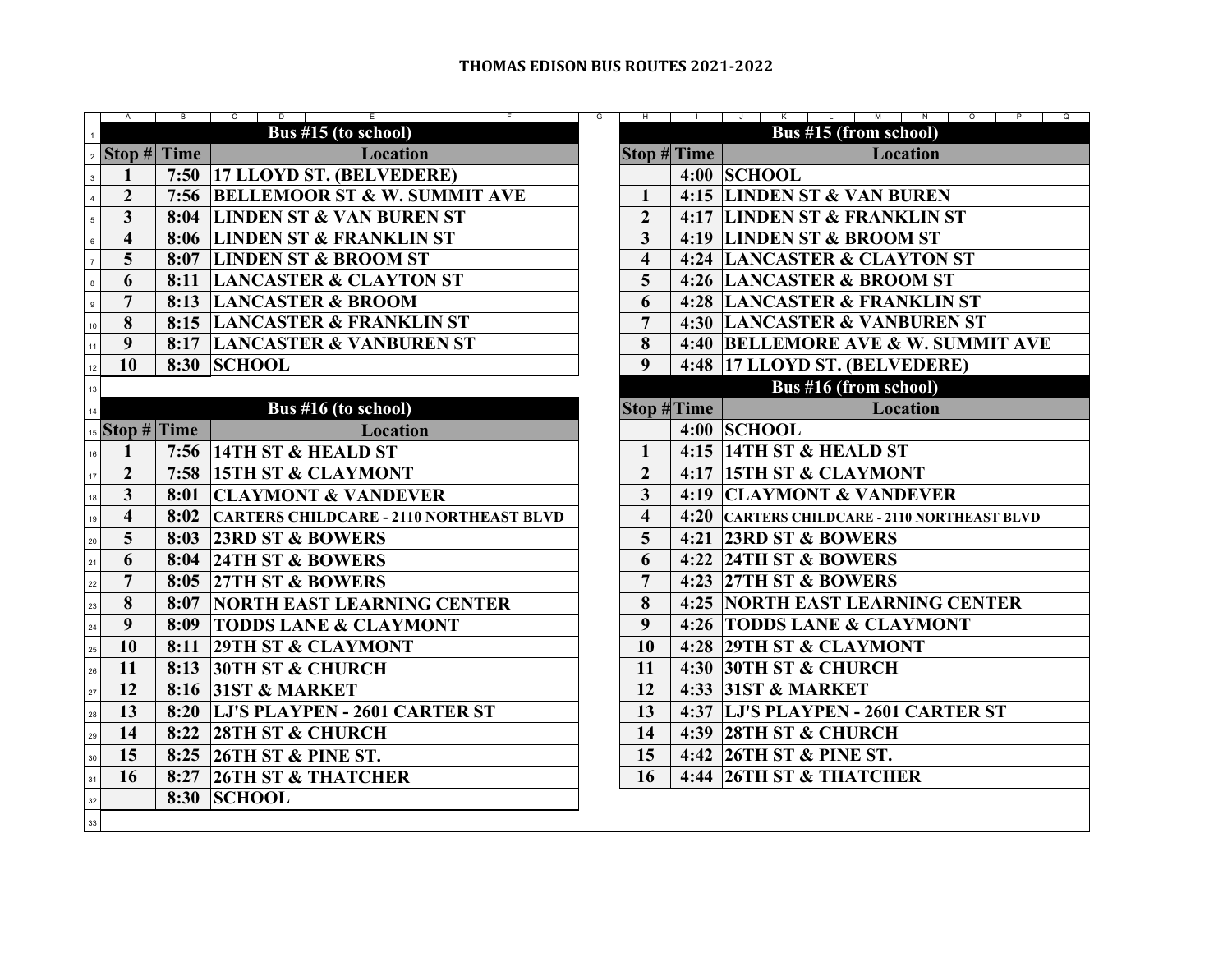# THOMAS EDISON BUS ROUTES 2021-2022

**Bus #15 (to school)**

| Stop # | Time | Location |
|---|---|---|
| 1 | 7:50 | 17 LLOYD ST. (BELVEDERE) |
| 2 | 7:56 | BELLEMOOR ST & W. SUMMIT AVE |
| 3 | 8:04 | LINDEN ST & VAN BUREN ST |
| 4 | 8:06 | LINDEN ST & FRANKLIN ST |
| 5 | 8:07 | LINDEN ST & BROOM ST |
| 6 | 8:11 | LANCASTER & CLAYTON ST |
| 7 | 8:13 | LANCASTER & BROOM |
| 8 | 8:15 | LANCASTER & FRANKLIN ST |
| 9 | 8:17 | LANCASTER & VANBUREN ST |
| 10 | 8:30 | SCHOOL |

**Bus #16 (to school)**

| Stop # | Time | Location |
|---|---|---|
| 1 | 7:56 | 14TH ST & HEALD ST |
| 2 | 7:58 | 15TH ST & CLAYMONT |
| 3 | 8:01 | CLAYMONT & VANDEVER |
| 4 | 8:02 | CARTERS CHILDCARE - 2110 NORTHEAST BLVD |
| 5 | 8:03 | 23RD ST & BOWERS |
| 6 | 8:04 | 24TH ST & BOWERS |
| 7 | 8:05 | 27TH ST & BOWERS |
| 8 | 8:07 | NORTH EAST LEARNING CENTER |
| 9 | 8:09 | TODDS LANE & CLAYMONT |
| 10 | 8:11 | 29TH ST & CLAYMONT |
| 11 | 8:13 | 30TH ST & CHURCH |
| 12 | 8:16 | 31ST & MARKET |
| 13 | 8:20 | LJ'S PLAYPEN - 2601 CARTER ST |
| 14 | 8:22 | 28TH ST & CHURCH |
| 15 | 8:25 | 26TH ST & PINE ST. |
| 16 | 8:27 | 26TH ST & THATCHER |
| | 8:30 | SCHOOL |

**Bus #15 (from school)**

| Stop # | Time | Location |
|---|---|---|
| | 4:00 | SCHOOL |
| 1 | 4:15 | LINDEN ST & VAN BUREN |
| 2 | 4:17 | LINDEN ST & FRANKLIN ST |
| 3 | 4:19 | LINDEN ST & BROOM ST |
| 4 | 4:24 | LANCASTER & CLAYTON ST |
| 5 | 4:26 | LANCASTER & BROOM ST |
| 6 | 4:28 | LANCASTER & FRANKLIN ST |
| 7 | 4:30 | LANCASTER & VANBUREN ST |
| 8 | 4:40 | BELLEMORE AVE & W. SUMMIT AVE |
| 9 | 4:48 | 17 LLOYD ST. (BELVEDERE) |

**Bus #16 (from school)**

| Stop # | Time | Location |
|---|---|---|
| | 4:00 | SCHOOL |
| 1 | 4:15 | 14TH ST & HEALD ST |
| 2 | 4:17 | 15TH ST & CLAYMONT |
| 3 | 4:19 | CLAYMONT & VANDEVER |
| 4 | 4:20 | CARTERS CHILDCARE - 2110 NORTHEAST BLVD |
| 5 | 4:21 | 23RD ST & BOWERS |
| 6 | 4:22 | 24TH ST & BOWERS |
| 7 | 4:23 | 27TH ST & BOWERS |
| 8 | 4:25 | NORTH EAST LEARNING CENTER |
| 9 | 4:26 | TODDS LANE & CLAYMONT |
| 10 | 4:28 | 29TH ST & CLAYMONT |
| 11 | 4:30 | 30TH ST & CHURCH |
| 12 | 4:33 | 31ST & MARKET |
| 13 | 4:37 | LJ'S PLAYPEN - 2601 CARTER ST |
| 14 | 4:39 | 28TH ST & CHURCH |
| 15 | 4:42 | 26TH ST & PINE ST. |
| 16 | 4:44 | 26TH ST & THATCHER |